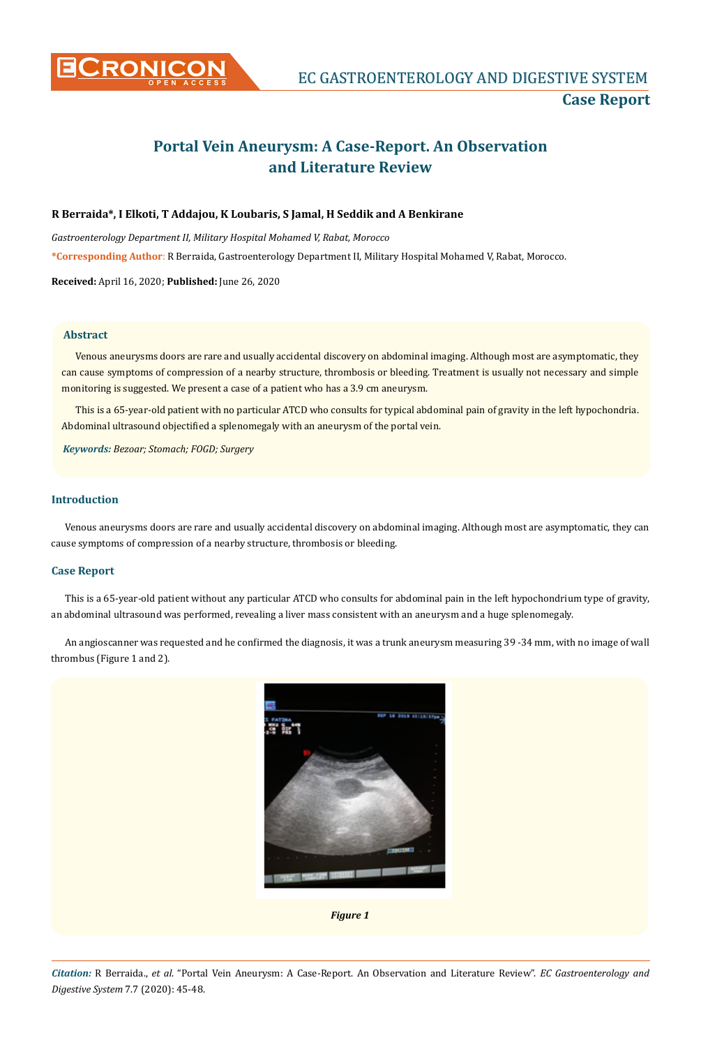# Portal Vein Aneurysm: A Case-Report. An Observation and Literature Review

**R Berraida\*, I Elkoti, T Addajou, K Loubaris, S Jamal, H Seddik and A Benkirane**

*Gastroenterology Department II, Military Hospital Mohamed V, Rabat, Morocco*

**\*Corresponding Author**: R Berraida, Gastroenterology Department II, Military Hospital Mohamed V, Rabat, Morocco.

**Received:** April 16, 2020; **Published:** June 26, 2020

## Abstract

Venous aneurysms doors are rare and usually accidental discovery on abdominal imaging. Although most are asymptomatic, they can cause symptoms of compression of a nearby structure, thrombosis or bleeding. Treatment is usually not necessary and simple monitoring is suggested. We present a case of a patient who has a 3.9 cm aneurysm.

This is a 65-year-old patient with no particular ATCD who consults for typical abdominal pain of gravity in the left hypochondria. Abdominal ultrasound objectified a splenomegaly with an aneurysm of the portal vein.

***Keywords:*** *Bezoar; Stomach; FOGD; Surgery*

## Introduction

Venous aneurysms doors are rare and usually accidental discovery on abdominal imaging. Although most are asymptomatic, they can cause symptoms of compression of a nearby structure, thrombosis or bleeding.

## Case Report

This is a 65-year-old patient without any particular ATCD who consults for abdominal pain in the left hypochondrium type of gravity, an abdominal ultrasound was performed, revealing a liver mass consistent with an aneurysm and a huge splenomegaly.

An angioscanner was requested and he confirmed the diagnosis, it was a trunk aneurysm measuring 39 -34 mm, with no image of wall thrombus (Figure 1 and 2).

*Figure 1*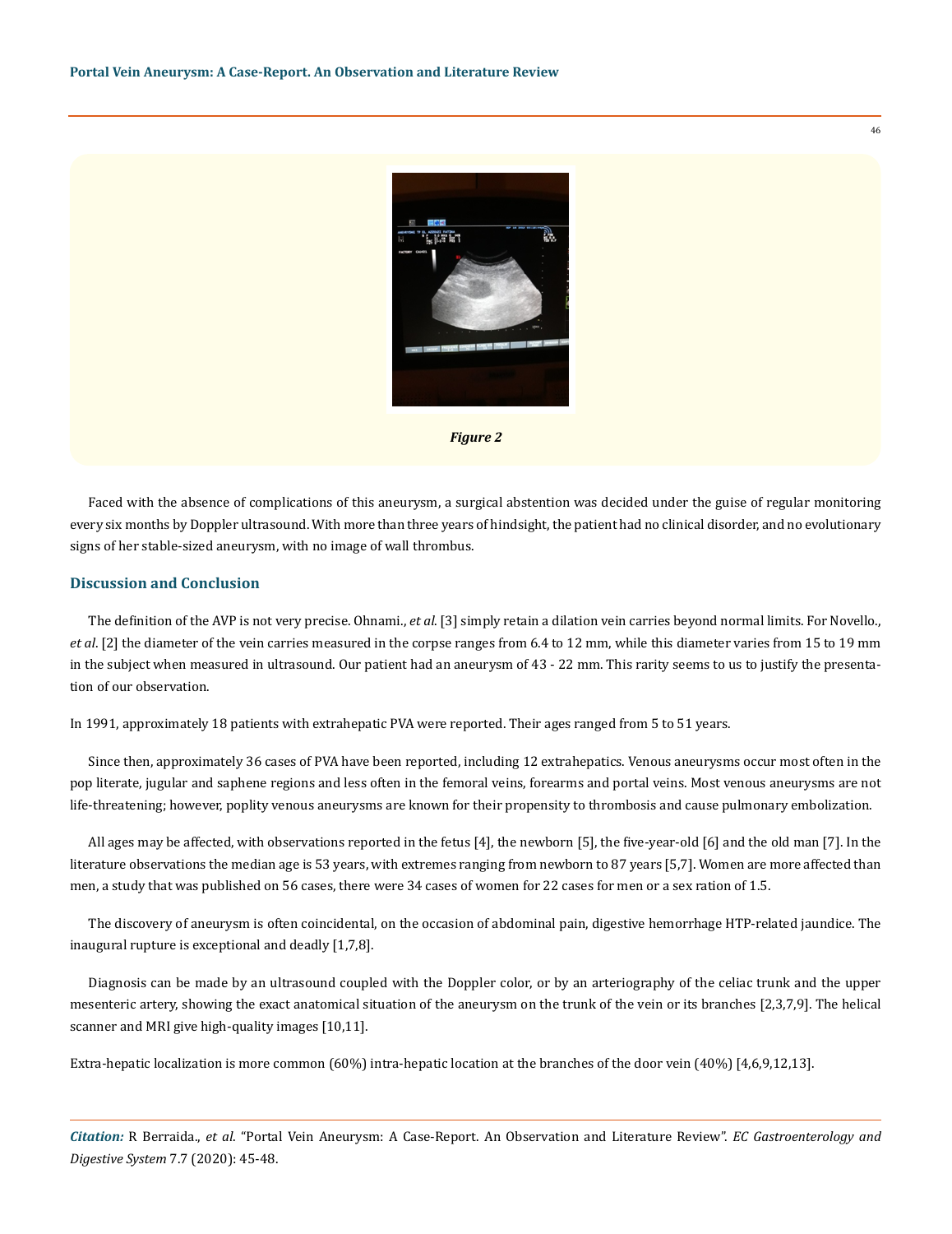Figure 2

Faced with the absence of complications of this aneurysm, a surgical abstention was decided under the guise of regular monitoring every six months by Doppler ultrasound. With more than three years of hindsight, the patient had no clinical disorder, and no evolutionary signs of her stable-sized aneurysm, with no image of wall thrombus.

## Discussion and Conclusion

The definition of the AVP is not very precise. Ohnami., *et al*. [3] simply retain a dilation vein carries beyond normal limits. For Novello., *et al*. [2] the diameter of the vein carries measured in the corpse ranges from 6.4 to 12 mm, while this diameter varies from 15 to 19 mm in the subject when measured in ultrasound. Our patient had an aneurysm of 43 - 22 mm. This rarity seems to us to justify the presentation of our observation.

In 1991, approximately 18 patients with extrahepatic PVA were reported. Their ages ranged from 5 to 51 years.

Since then, approximately 36 cases of PVA have been reported, including 12 extrahepatics. Venous aneurysms occur most often in the pop literate, jugular and saphene regions and less often in the femoral veins, forearms and portal veins. Most venous aneurysms are not life-threatening; however, poplity venous aneurysms are known for their propensity to thrombosis and cause pulmonary embolization.

All ages may be affected, with observations reported in the fetus [4], the newborn [5], the five-year-old [6] and the old man [7]. In the literature observations the median age is 53 years, with extremes ranging from newborn to 87 years [5,7]. Women are more affected than men, a study that was published on 56 cases, there were 34 cases of women for 22 cases for men or a sex ration of 1.5.

The discovery of aneurysm is often coincidental, on the occasion of abdominal pain, digestive hemorrhage HTP-related jaundice. The inaugural rupture is exceptional and deadly [1,7,8].

Diagnosis can be made by an ultrasound coupled with the Doppler color, or by an arteriography of the celiac trunk and the upper mesenteric artery, showing the exact anatomical situation of the aneurysm on the trunk of the vein or its branches [2,3,7,9]. The helical scanner and MRI give high-quality images [10,11].

Extra-hepatic localization is more common (60%) intra-hepatic location at the branches of the door vein (40%) [4,6,9,12,13].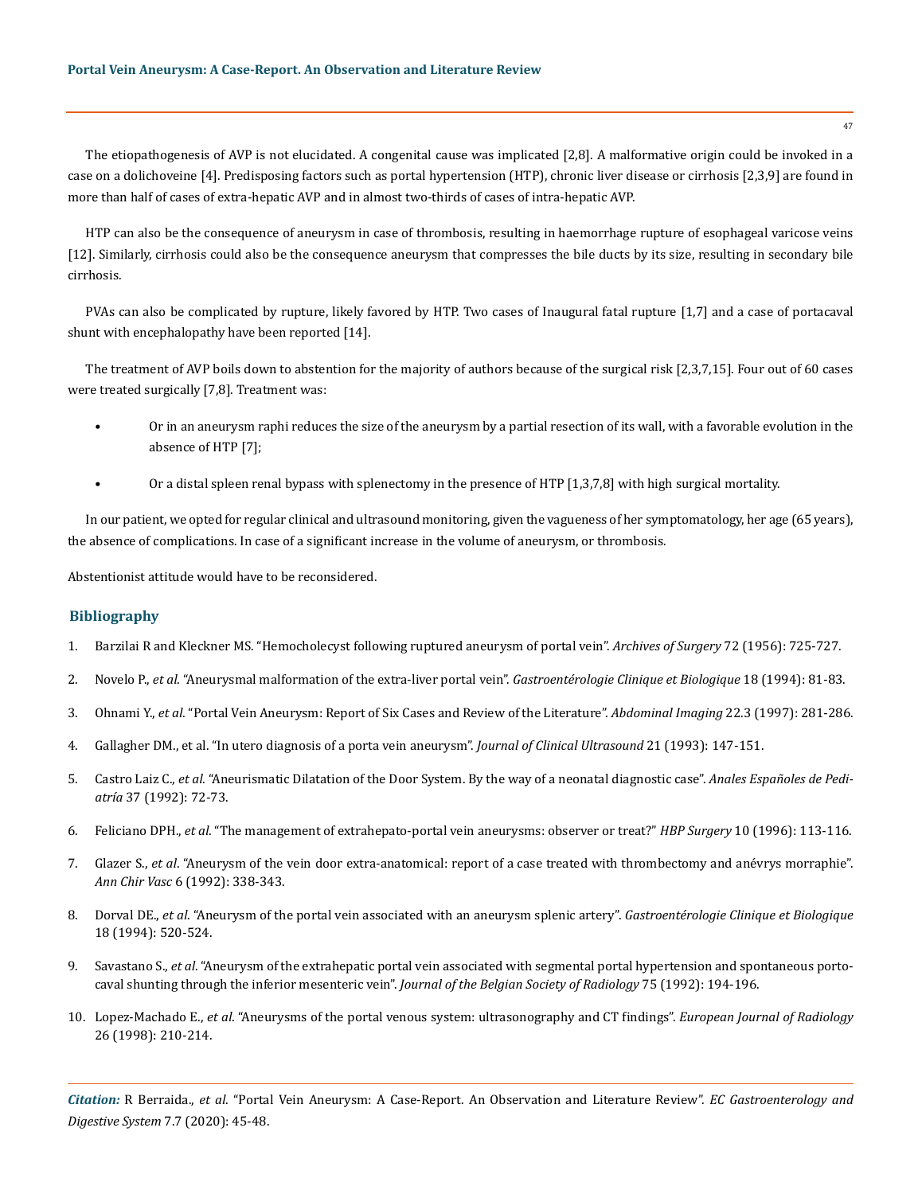The etiopathogenesis of AVP is not elucidated. A congenital cause was implicated [2,8]. A malformative origin could be invoked in a case on a dolichoveine [4]. Predisposing factors such as portal hypertension (HTP), chronic liver disease or cirrhosis [2,3,9] are found in more than half of cases of extra-hepatic AVP and in almost two-thirds of cases of intra-hepatic AVP.

HTP can also be the consequence of aneurysm in case of thrombosis, resulting in haemorrhage rupture of esophageal varicose veins [12]. Similarly, cirrhosis could also be the consequence aneurysm that compresses the bile ducts by its size, resulting in secondary bile cirrhosis.

PVAs can also be complicated by rupture, likely favored by HTP. Two cases of Inaugural fatal rupture [1,7] and a case of portacaval shunt with encephalopathy have been reported [14].

The treatment of AVP boils down to abstention for the majority of authors because of the surgical risk [2,3,7,15]. Four out of 60 cases were treated surgically [7,8]. Treatment was:

- Or in an aneurysm raphi reduces the size of the aneurysm by a partial resection of its wall, with a favorable evolution in the absence of HTP [7];
- Or a distal spleen renal bypass with splenectomy in the presence of HTP [1,3,7,8] with high surgical mortality.

In our patient, we opted for regular clinical and ultrasound monitoring, given the vagueness of her symptomatology, her age (65 years), the absence of complications. In case of a significant increase in the volume of aneurysm, or thrombosis.

Abstentionist attitude would have to be reconsidered.

## Bibliography

1. Barzilai R and Kleckner MS. "Hemocholecyst following ruptured aneurysm of portal vein". *Archives of Surgery* 72 (1956): 725-727.
2. Novelo P., *et al.* "Aneurysmal malformation of the extra-liver portal vein". *Gastroentérologie Clinique et Biologique* 18 (1994): 81-83.
3. Ohnami Y., *et al*. "Portal Vein Aneurysm: Report of Six Cases and Review of the Literature". *Abdominal Imaging* 22.3 (1997): 281-286.
4. Gallagher DM., et al. "In utero diagnosis of a porta vein aneurysm". *Journal of Clinical Ultrasound* 21 (1993): 147-151.
5. Castro Laiz C., *et al*. "Aneurismatic Dilatation of the Door System. By the way of a neonatal diagnostic case". *Anales Españoles de Pediatría* 37 (1992): 72-73.
6. Feliciano DPH., *et al*. "The management of extrahepato-portal vein aneurysms: observer or treat?" *HBP Surgery* 10 (1996): 113-116.
7. Glazer S., *et al*. "Aneurysm of the vein door extra-anatomical: report of a case treated with thrombectomy and anévrys morraphie". *Ann Chir Vasc* 6 (1992): 338-343.
8. Dorval DE., *et al*. "Aneurysm of the portal vein associated with an aneurysm splenic artery". *Gastroentérologie Clinique et Biologique* 18 (1994): 520-524.
9. Savastano S., *et al*. "Aneurysm of the extrahepatic portal vein associated with segmental portal hypertension and spontaneous portocaval shunting through the inferior mesenteric vein". *Journal of the Belgian Society of Radiology* 75 (1992): 194-196.
10. Lopez-Machado E., *et al*. "Aneurysms of the portal venous system: ultrasonography and CT findings". *European Journal of Radiology* 26 (1998): 210-214.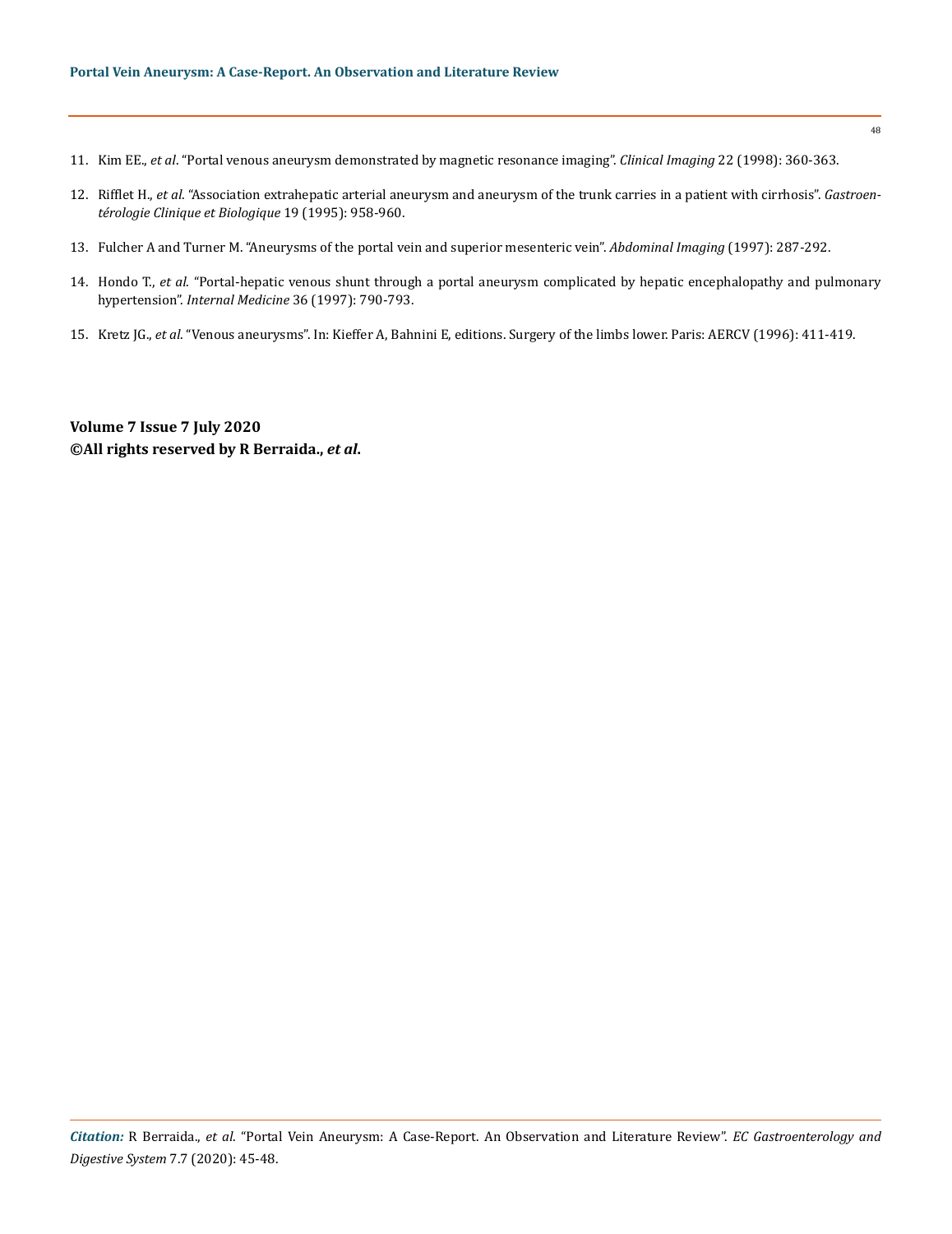11. Kim EE., *et al*. "Portal venous aneurysm demonstrated by magnetic resonance imaging". *Clinical Imaging* 22 (1998): 360-363.

12. Rifflet H., *et al*. "Association extrahepatic arterial aneurysm and aneurysm of the trunk carries in a patient with cirrhosis". *Gastroentérologie Clinique et Biologique* 19 (1995): 958-960.

13. Fulcher A and Turner M. "Aneurysms of the portal vein and superior mesenteric vein". *Abdominal Imaging* (1997): 287-292.

14. Hondo T., *et al*. "Portal-hepatic venous shunt through a portal aneurysm complicated by hepatic encephalopathy and pulmonary hypertension". *Internal Medicine* 36 (1997): 790-793.

15. Kretz JG., *et al*. "Venous aneurysms". In: Kieffer A, Bahnini E, editions. Surgery of the limbs lower. Paris: AERCV (1996): 411-419.

**Volume 7 Issue 7 July 2020**
**©All rights reserved by R Berraida., *et al*.**